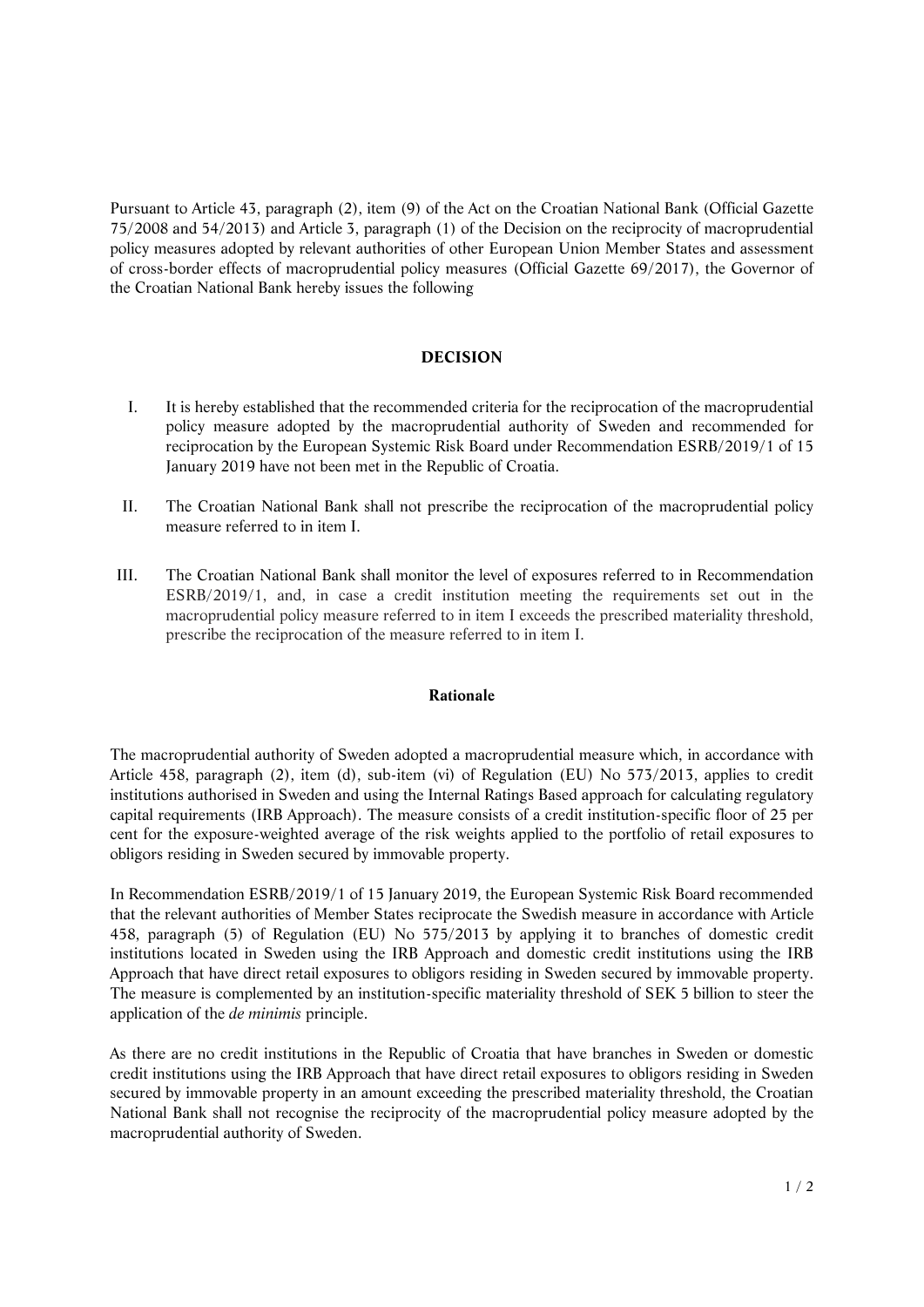Pursuant to Article 43, paragraph (2), item (9) of the Act on the Croatian National Bank (Official Gazette 75/2008 and 54/2013) and Article 3, paragraph (1) of the Decision on the reciprocity of macroprudential policy measures adopted by relevant authorities of other European Union Member States and assessment of cross-border effects of macroprudential policy measures (Official Gazette 69/2017), the Governor of the Croatian National Bank hereby issues the following

## DECISION

I. It is hereby established that the recommended criteria for the reciprocation of the macroprudential policy measure adopted by the macroprudential authority of Sweden and recommended for reciprocation by the European Systemic Risk Board under Recommendation ESRB/2019/1 of 15 January 2019 have not been met in the Republic of Croatia.

II. The Croatian National Bank shall not prescribe the reciprocation of the macroprudential policy measure referred to in item I.

III. The Croatian National Bank shall monitor the level of exposures referred to in Recommendation ESRB/2019/1, and, in case a credit institution meeting the requirements set out in the macroprudential policy measure referred to in item I exceeds the prescribed materiality threshold, prescribe the reciprocation of the measure referred to in item I.

### Rationale

The macroprudential authority of Sweden adopted a macroprudential measure which, in accordance with Article 458, paragraph (2), item (d), sub-item (vi) of Regulation (EU) No 573/2013, applies to credit institutions authorised in Sweden and using the Internal Ratings Based approach for calculating regulatory capital requirements (IRB Approach). The measure consists of a credit institution-specific floor of 25 per cent for the exposure-weighted average of the risk weights applied to the portfolio of retail exposures to obligors residing in Sweden secured by immovable property.

In Recommendation ESRB/2019/1 of 15 January 2019, the European Systemic Risk Board recommended that the relevant authorities of Member States reciprocate the Swedish measure in accordance with Article 458, paragraph (5) of Regulation (EU) No 575/2013 by applying it to branches of domestic credit institutions located in Sweden using the IRB Approach and domestic credit institutions using the IRB Approach that have direct retail exposures to obligors residing in Sweden secured by immovable property. The measure is complemented by an institution-specific materiality threshold of SEK 5 billion to steer the application of the *de minimis* principle.

As there are no credit institutions in the Republic of Croatia that have branches in Sweden or domestic credit institutions using the IRB Approach that have direct retail exposures to obligors residing in Sweden secured by immovable property in an amount exceeding the prescribed materiality threshold, the Croatian National Bank shall not recognise the reciprocity of the macroprudential policy measure adopted by the macroprudential authority of Sweden.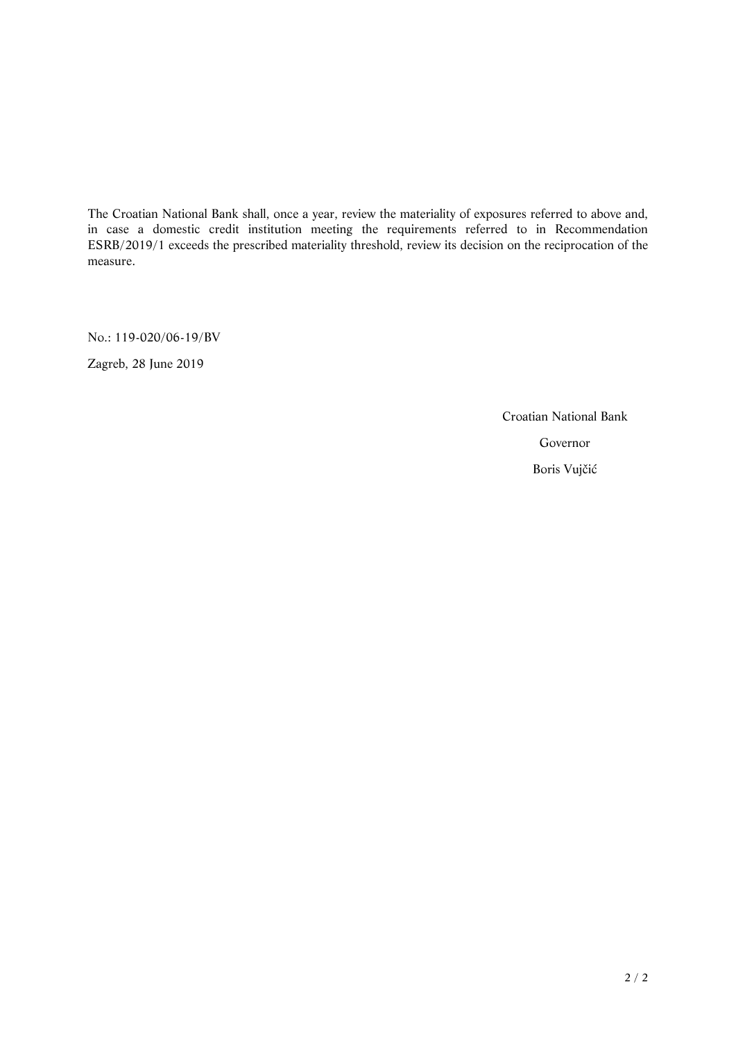The Croatian National Bank shall, once a year, review the materiality of exposures referred to above and, in case a domestic credit institution meeting the requirements referred to in Recommendation ESRB/2019/1 exceeds the prescribed materiality threshold, review its decision on the reciprocation of the measure.

No.: 119-020/06-19/BV

Zagreb, 28 June 2019

Croatian National Bank

Governor

Boris Vujčić